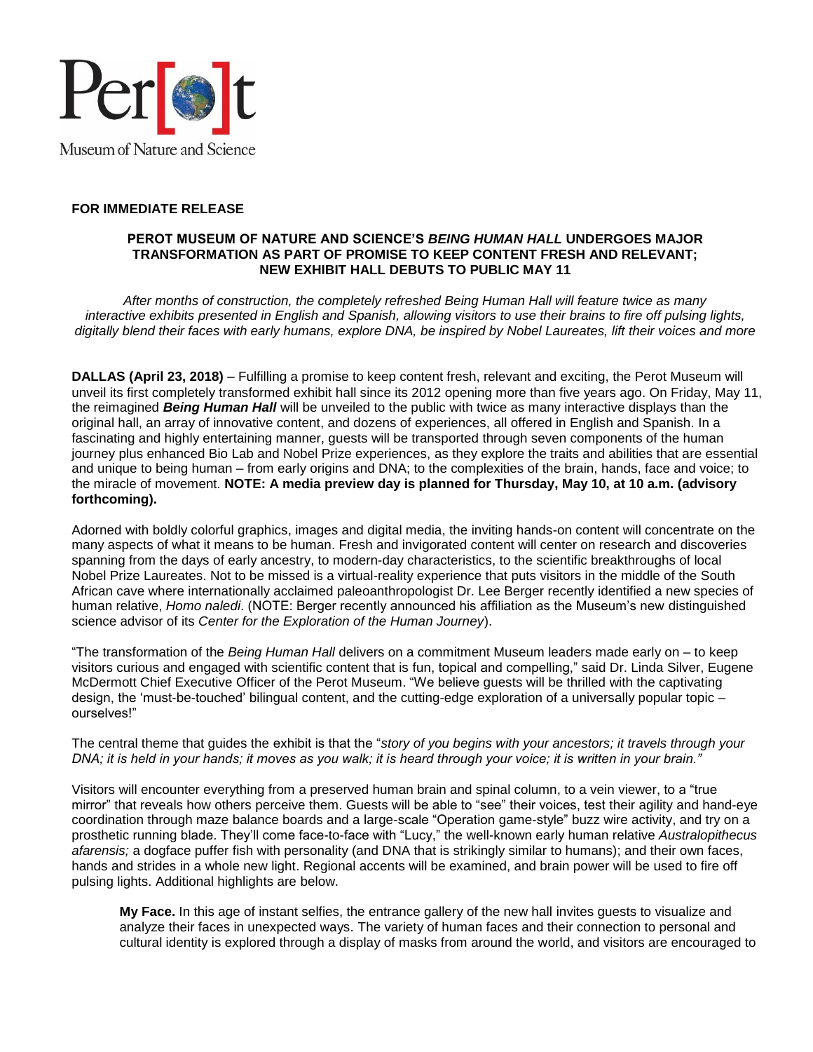Perot Museum of Nature and Science

**FOR IMMEDIATE RELEASE**

**PEROT MUSEUM OF NATURE AND SCIENCE'S *BEING HUMAN HALL* UNDERGOES MAJOR TRANSFORMATION AS PART OF PROMISE TO KEEP CONTENT FRESH AND RELEVANT; NEW EXHIBIT HALL DEBUTS TO PUBLIC MAY 11**

*After months of construction, the completely refreshed Being Human Hall will feature twice as many interactive exhibits presented in English and Spanish, allowing visitors to use their brains to fire off pulsing lights, digitally blend their faces with early humans, explore DNA, be inspired by Nobel Laureates, lift their voices and more*

**DALLAS (April 23, 2018)** – Fulfilling a promise to keep content fresh, relevant and exciting, the Perot Museum will unveil its first completely transformed exhibit hall since its 2012 opening more than five years ago. On Friday, May 11, the reimagined ***Being Human Hall*** will be unveiled to the public with twice as many interactive displays than the original hall, an array of innovative content, and dozens of experiences, all offered in English and Spanish. In a fascinating and highly entertaining manner, guests will be transported through seven components of the human journey plus enhanced Bio Lab and Nobel Prize experiences, as they explore the traits and abilities that are essential and unique to being human – from early origins and DNA; to the complexities of the brain, hands, face and voice; to the miracle of movement. **NOTE: A media preview day is planned for Thursday, May 10, at 10 a.m. (advisory forthcoming).**

Adorned with boldly colorful graphics, images and digital media, the inviting hands-on content will concentrate on the many aspects of what it means to be human. Fresh and invigorated content will center on research and discoveries spanning from the days of early ancestry, to modern-day characteristics, to the scientific breakthroughs of local Nobel Prize Laureates. Not to be missed is a virtual-reality experience that puts visitors in the middle of the South African cave where internationally acclaimed paleoanthropologist Dr. Lee Berger recently identified a new species of human relative, *Homo naledi*. (NOTE: Berger recently announced his affiliation as the Museum's new distinguished science advisor of its *Center for the Exploration of the Human Journey*).

"The transformation of the *Being Human Hall* delivers on a commitment Museum leaders made early on – to keep visitors curious and engaged with scientific content that is fun, topical and compelling," said Dr. Linda Silver, Eugene McDermott Chief Executive Officer of the Perot Museum. "We believe guests will be thrilled with the captivating design, the 'must-be-touched' bilingual content, and the cutting-edge exploration of a universally popular topic – ourselves!"

The central theme that guides the exhibit is that the "*story of you begins with your ancestors; it travels through your DNA; it is held in your hands; it moves as you walk; it is heard through your voice; it is written in your brain."*

Visitors will encounter everything from a preserved human brain and spinal column, to a vein viewer, to a "true mirror" that reveals how others perceive them. Guests will be able to "see" their voices, test their agility and hand-eye coordination through maze balance boards and a large-scale "Operation game-style" buzz wire activity, and try on a prosthetic running blade. They'll come face-to-face with "Lucy," the well-known early human relative *Australopithecus afarensis;* a dogface puffer fish with personality (and DNA that is strikingly similar to humans); and their own faces, hands and strides in a whole new light. Regional accents will be examined, and brain power will be used to fire off pulsing lights. Additional highlights are below.

**My Face.** In this age of instant selfies, the entrance gallery of the new hall invites guests to visualize and analyze their faces in unexpected ways. The variety of human faces and their connection to personal and cultural identity is explored through a display of masks from around the world, and visitors are encouraged to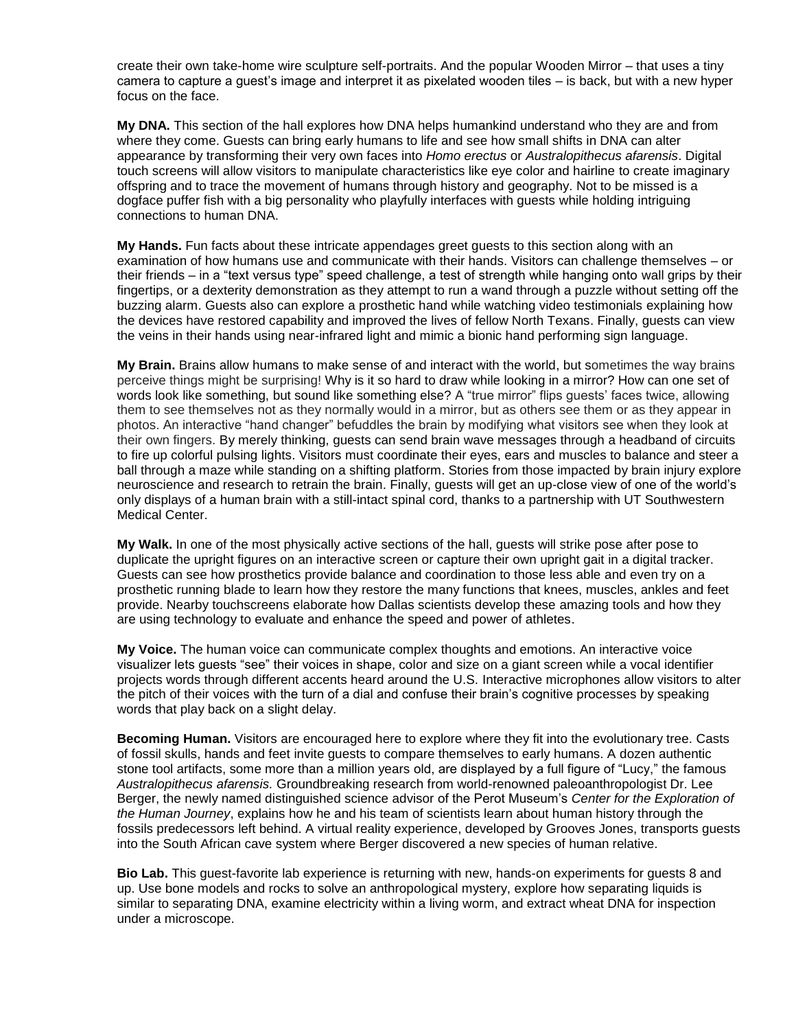create their own take-home wire sculpture self-portraits. And the popular Wooden Mirror – that uses a tiny camera to capture a guest's image and interpret it as pixelated wooden tiles – is back, but with a new hyper focus on the face.

**My DNA.** This section of the hall explores how DNA helps humankind understand who they are and from where they come. Guests can bring early humans to life and see how small shifts in DNA can alter appearance by transforming their very own faces into *Homo erectus* or *Australopithecus afarensis*. Digital touch screens will allow visitors to manipulate characteristics like eye color and hairline to create imaginary offspring and to trace the movement of humans through history and geography. Not to be missed is a dogface puffer fish with a big personality who playfully interfaces with guests while holding intriguing connections to human DNA.

**My Hands.** Fun facts about these intricate appendages greet guests to this section along with an examination of how humans use and communicate with their hands. Visitors can challenge themselves – or their friends – in a "text versus type" speed challenge, a test of strength while hanging onto wall grips by their fingertips, or a dexterity demonstration as they attempt to run a wand through a puzzle without setting off the buzzing alarm. Guests also can explore a prosthetic hand while watching video testimonials explaining how the devices have restored capability and improved the lives of fellow North Texans. Finally, guests can view the veins in their hands using near-infrared light and mimic a bionic hand performing sign language.

**My Brain.** Brains allow humans to make sense of and interact with the world, but sometimes the way brains perceive things might be surprising! Why is it so hard to draw while looking in a mirror? How can one set of words look like something, but sound like something else? A "true mirror" flips guests' faces twice, allowing them to see themselves not as they normally would in a mirror, but as others see them or as they appear in photos. An interactive "hand changer" befuddles the brain by modifying what visitors see when they look at their own fingers. By merely thinking, guests can send brain wave messages through a headband of circuits to fire up colorful pulsing lights. Visitors must coordinate their eyes, ears and muscles to balance and steer a ball through a maze while standing on a shifting platform. Stories from those impacted by brain injury explore neuroscience and research to retrain the brain. Finally, guests will get an up-close view of one of the world's only displays of a human brain with a still-intact spinal cord, thanks to a partnership with UT Southwestern Medical Center.

**My Walk.** In one of the most physically active sections of the hall, guests will strike pose after pose to duplicate the upright figures on an interactive screen or capture their own upright gait in a digital tracker. Guests can see how prosthetics provide balance and coordination to those less able and even try on a prosthetic running blade to learn how they restore the many functions that knees, muscles, ankles and feet provide. Nearby touchscreens elaborate how Dallas scientists develop these amazing tools and how they are using technology to evaluate and enhance the speed and power of athletes.

**My Voice.** The human voice can communicate complex thoughts and emotions. An interactive voice visualizer lets guests "see" their voices in shape, color and size on a giant screen while a vocal identifier projects words through different accents heard around the U.S. Interactive microphones allow visitors to alter the pitch of their voices with the turn of a dial and confuse their brain's cognitive processes by speaking words that play back on a slight delay.

**Becoming Human.** Visitors are encouraged here to explore where they fit into the evolutionary tree. Casts of fossil skulls, hands and feet invite guests to compare themselves to early humans. A dozen authentic stone tool artifacts, some more than a million years old, are displayed by a full figure of "Lucy," the famous *Australopithecus afarensis.* Groundbreaking research from world-renowned paleoanthropologist Dr. Lee Berger, the newly named distinguished science advisor of the Perot Museum's *Center for the Exploration of the Human Journey*, explains how he and his team of scientists learn about human history through the fossils predecessors left behind. A virtual reality experience, developed by Grooves Jones, transports guests into the South African cave system where Berger discovered a new species of human relative.

**Bio Lab.** This guest-favorite lab experience is returning with new, hands-on experiments for guests 8 and up. Use bone models and rocks to solve an anthropological mystery, explore how separating liquids is similar to separating DNA, examine electricity within a living worm, and extract wheat DNA for inspection under a microscope.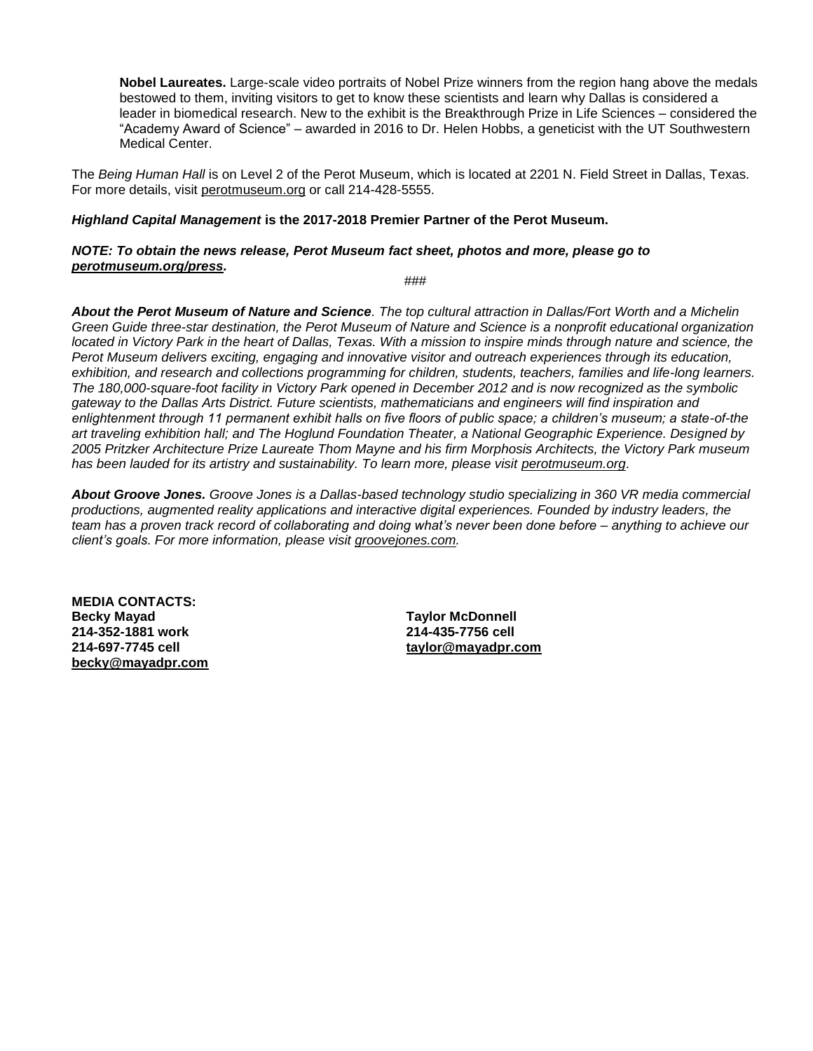**Nobel Laureates.** Large-scale video portraits of Nobel Prize winners from the region hang above the medals bestowed to them, inviting visitors to get to know these scientists and learn why Dallas is considered a leader in biomedical research. New to the exhibit is the Breakthrough Prize in Life Sciences – considered the "Academy Award of Science" – awarded in 2016 to Dr. Helen Hobbs, a geneticist with the UT Southwestern Medical Center.

The *Being Human Hall* is on Level 2 of the Perot Museum, which is located at 2201 N. Field Street in Dallas, Texas. For more details, visit perotmuseum.org or call 214-428-5555.

***Highland Capital Management*** **is the 2017-2018 Premier Partner of the Perot Museum.**

***NOTE: To obtain the news release, Perot Museum fact sheet, photos and more, please go to perotmuseum.org/press.***

###

***About the Perot Museum of Nature and Science****. The top cultural attraction in Dallas/Fort Worth and a Michelin Green Guide three-star destination, the Perot Museum of Nature and Science is a nonprofit educational organization located in Victory Park in the heart of Dallas, Texas. With a mission to inspire minds through nature and science, the Perot Museum delivers exciting, engaging and innovative visitor and outreach experiences through its education, exhibition, and research and collections programming for children, students, teachers, families and life-long learners. The 180,000-square-foot facility in Victory Park opened in December 2012 and is now recognized as the symbolic gateway to the Dallas Arts District. Future scientists, mathematicians and engineers will find inspiration and enlightenment through 11 permanent exhibit halls on five floors of public space; a children's museum; a state-of-the art traveling exhibition hall; and The Hoglund Foundation Theater, a National Geographic Experience. Designed by 2005 Pritzker Architecture Prize Laureate Thom Mayne and his firm Morphosis Architects, the Victory Park museum has been lauded for its artistry and sustainability. To learn more, please visit perotmuseum.org.*

***About Groove Jones.*** *Groove Jones is a Dallas-based technology studio specializing in 360 VR media commercial productions, augmented reality applications and interactive digital experiences. Founded by industry leaders, the team has a proven track record of collaborating and doing what's never been done before – anything to achieve our client's goals. For more information, please visit groovejones.com.*

**MEDIA CONTACTS:**

**Becky Mayad**
**214-352-1881 work**
**214-697-7745 cell**
**becky@mayadpr.com**

**Taylor McDonnell**
**214-435-7756 cell**
**taylor@mayadpr.com**